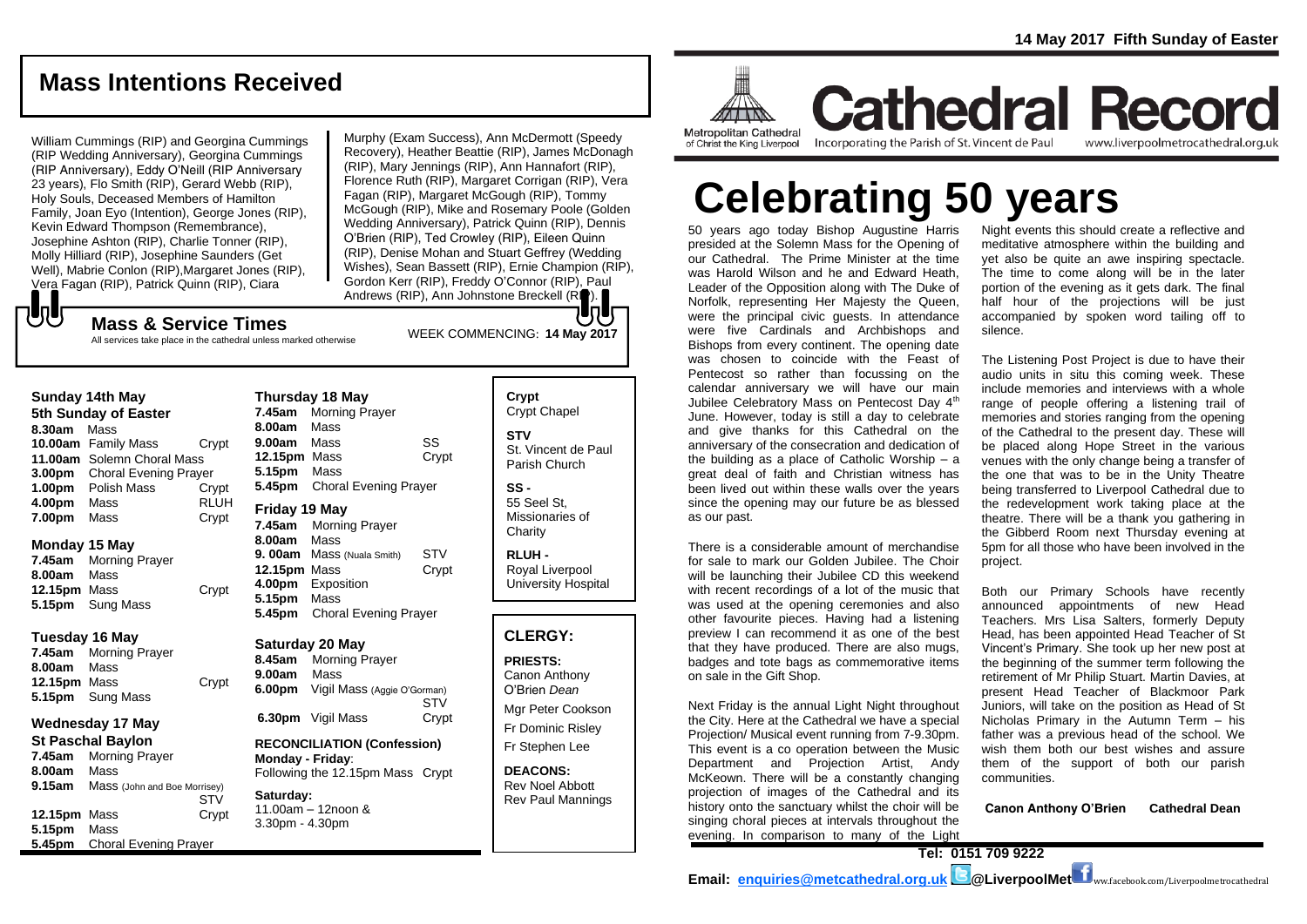14 May 2017 Fifth Sunday of Easter

## Mass Intentions Received

William Cummings (RIP) and Georgina Cummings (RIP Wedding Anniversary), Georgina Cummings (RIP Anniversary), Eddy O'Neill (RIP Anniversary 23 years), Flo Smith (RIP), Gerard Webb (RIP), Holy Souls, Deceased Members of Hamilton Family, Joan Eyo (Intention), George Jones (RIP), Kevin Edward Thompson (Remembrance), Josephine Ashton (RIP), Charlie Tonner (RIP), Molly Hilliard (RIP), Josephine Saunders (Get Well), Mabrie Conlon (RIP), Margaret Jones (RIP), Vera Fagan (RIP), Patrick Quinn (RIP), Ciara Murphy (Exam Success), Ann McDermott (Speedy Recovery), Heather Beattie (RIP), James McDonagh (RIP), Mary Jennings (RIP), Ann Hannafort (RIP), Florence Ruth (RIP), Margaret Corrigan (RIP), Vera Fagan (RIP), Margaret McGough (RIP), Tommy McGough (RIP), Mike and Rosemary Poole (Golden Wedding Anniversary), Patrick Quinn (RIP), Dennis O'Brien (RIP), Ted Crowley (RIP), Eileen Quinn (RIP), Denise Mohan and Stuart Geffrey (Wedding Wishes), Sean Bassett (RIP), Ernie Champion (RIP), Gordon Kerr (RIP), Freddy O'Connor (RIP), Paul Andrews (RIP), Ann Johnstone Breckell (RIP).

## Mass & Service Times

All services take place in the cathedral unless marked otherwise

WEEK COMMENCING: **14 May 2017**

### Sunday 14th May
**5th Sunday of Easter**

| | | |
|---|---|---|
| **8.30am** | Mass | |
| **10.00am** | Family Mass | Crypt |
| **11.00am** | Solemn Choral Mass | |
| **3.00pm** | Choral Evening Prayer | |
| **1.00pm** | Polish Mass | Crypt |
| **4.00pm** | Mass | RLUH |
| **7.00pm** | Mass | Crypt |

### Monday 15 May

| | | |
|---|---|---|
| **7.45am** | Morning Prayer | |
| **8.00am** | Mass | |
| **12.15pm** | Mass | Crypt |
| **5.15pm** | Sung Mass | |

### Tuesday 16 May

| | | |
|---|---|---|
| **7.45am** | Morning Prayer | |
| **8.00am** | Mass | |
| **12.15pm** | Mass | Crypt |
| **5.15pm** | Sung Mass | |

### Wednesday 17 May
**St Paschal Baylon**

| | | |
|---|---|---|
| **7.45am** | Morning Prayer | |
| **8.00am** | Mass | |
| **9.15am** | Mass (John and Boe Morrisey) | STV |
| **12.15pm** | Mass | Crypt |
| **5.15pm** | Mass | |
| **5.45pm** | Choral Evening Prayer | |

### Thursday 18 May

| | | |
|---|---|---|
| **7.45am** | Morning Prayer | |
| **8.00am** | Mass | |
| **9.00am** | Mass | SS |
| **12.15pm** | Mass | Crypt |
| **5.15pm** | Mass | |
| **5.45pm** | Choral Evening Prayer | |

### Friday 19 May

| | | |
|---|---|---|
| **7.45am** | Morning Prayer | |
| **8.00am** | Mass | |
| **9. 00am** | Mass (Nuala Smith) | STV |
| **12.15pm** | Mass | Crypt |
| **4.00pm** | Exposition | |
| **5.15pm** | Mass | |
| **5.45pm** | Choral Evening Prayer | |

### Saturday 20 May

| | | |
|---|---|---|
| **8.45am** | Morning Prayer | |
| **9.00am** | Mass | |
| **6.00pm** | Vigil Mass (Aggie O'Gorman) | STV |
| **6.30pm** | Vigil Mass | Crypt |

**RECONCILIATION (Confession)**
**Monday - Friday**:
Following the 12.15pm Mass Crypt

**Saturday:**
11.00am – 12noon &
3.30pm - 4.30pm

**Crypt**
Crypt Chapel

**STV**
St. Vincent de Paul Parish Church

**SS -**
55 Seel St, Missionaries of Charity

**RLUH -**
Royal Liverpool University Hospital

## CLERGY:

**PRIESTS:**
Canon Anthony O'Brien *Dean*
Mgr Peter Cookson
Fr Dominic Risley
Fr Stephen Lee

**DEACONS:**
Rev Noel Abbott
Rev Paul Mannings

Metropolitan Cathedral of Christ the King Liverpool

# Cathedral Record

Incorporating the Parish of St. Vincent de Paul

www.liverpoolmetrocathedral.org.uk

# Celebrating 50 years

50 years ago today Bishop Augustine Harris presided at the Solemn Mass for the Opening of our Cathedral. The Prime Minister at the time was Harold Wilson and he and Edward Heath, Leader of the Opposition along with The Duke of Norfolk, representing Her Majesty the Queen, were the principal civic guests. In attendance were five Cardinals and Archbishops and Bishops from every continent. The opening date was chosen to coincide with the Feast of Pentecost so rather than focussing on the calendar anniversary we will have our main Jubilee Celebratory Mass on Pentecost Day 4th June. However, today is still a day to celebrate and give thanks for this Cathedral on the anniversary of the consecration and dedication of the building as a place of Catholic Worship – a great deal of faith and Christian witness has been lived out within these walls over the years since the opening may our future be as blessed as our past.

There is a considerable amount of merchandise for sale to mark our Golden Jubilee. The Choir will be launching their Jubilee CD this weekend with recent recordings of a lot of the music that was used at the opening ceremonies and also other favourite pieces. Having had a listening preview I can recommend it as one of the best that they have produced. There are also mugs, badges and tote bags as commemorative items on sale in the Gift Shop.

Next Friday is the annual Light Night throughout the City. Here at the Cathedral we have a special Projection/ Musical event running from 7-9.30pm. This event is a co operation between the Music Department and Projection Artist, Andy McKeown. There will be a constantly changing projection of images of the Cathedral and its history onto the sanctuary whilst the choir will be singing choral pieces at intervals throughout the evening. In comparison to many of the Light Night events this should create a reflective and meditative atmosphere within the building and yet also be quite an awe inspiring spectacle. The time to come along will be in the later portion of the evening as it gets dark. The final half hour of the projections will be just accompanied by spoken word tailing off to silence.

The Listening Post Project is due to have their audio units in situ this coming week. These include memories and interviews with a whole range of people offering a listening trail of memories and stories ranging from the opening of the Cathedral to the present day. These will be placed along Hope Street in the various venues with the only change being a transfer of the one that was to be in the Unity Theatre being transferred to Liverpool Cathedral due to the redevelopment work taking place at the theatre. There will be a thank you gathering in the Gibberd Room next Thursday evening at 5pm for all those who have been involved in the project.

Both our Primary Schools have recently announced appointments of new Head Teachers. Mrs Lisa Salters, formerly Deputy Head, has been appointed Head Teacher of St Vincent's Primary. She took up her new post at the beginning of the summer term following the retirement of Mr Philip Stuart. Martin Davies, at present Head Teacher of Blackmoor Park Juniors, will take on the position as Head of St Nicholas Primary in the Autumn Term – his father was a previous head of the school. We wish them both our best wishes and assure them of the support of both our parish communities.

**Canon Anthony O'Brien Cathedral Dean**

**Tel: 0151 709 9222**

**Email: enquiries@metcathedral.org.uk @LiverpoolMet** www.facebook.com/Liverpoolmetrocathedral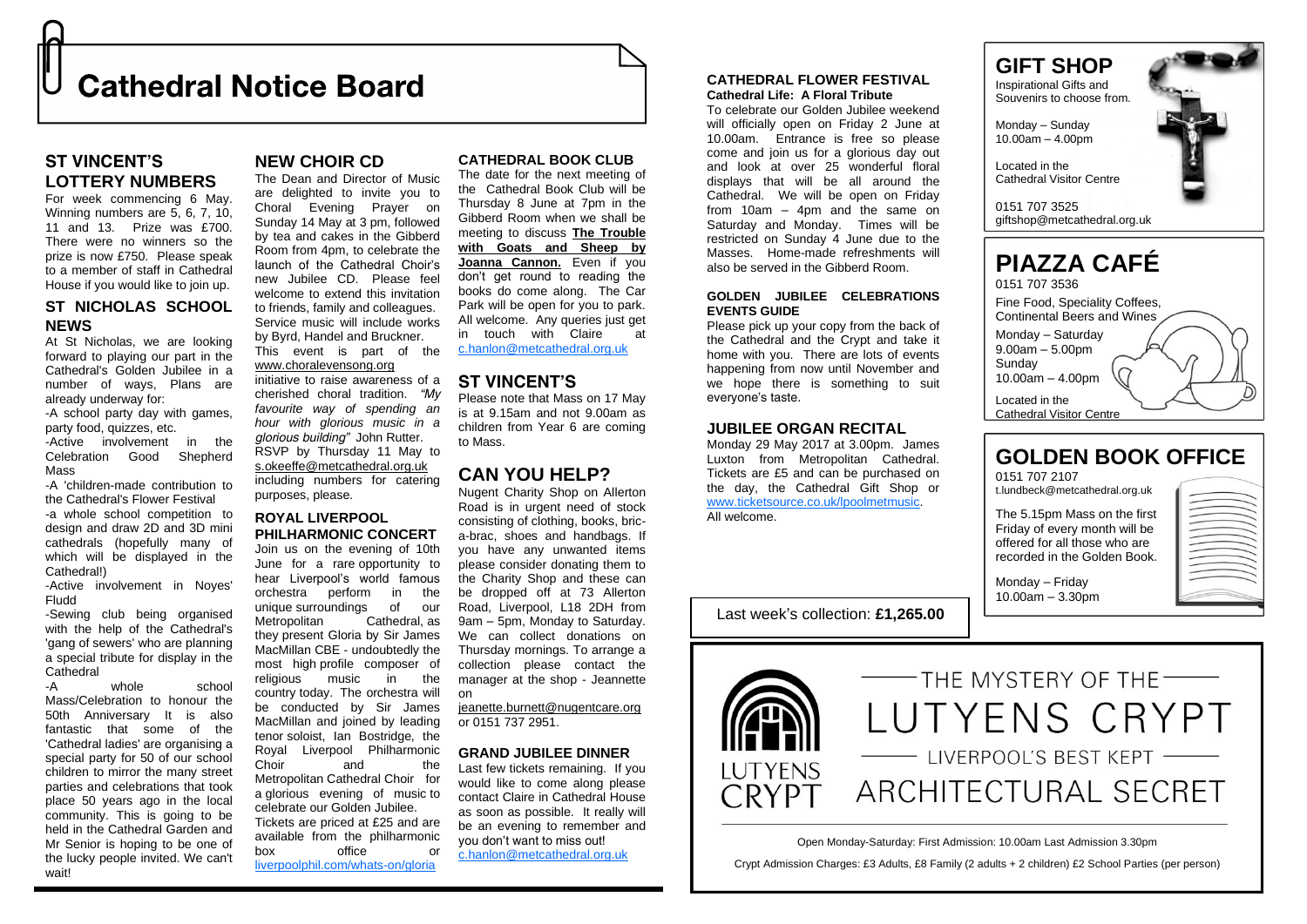# Cathedral Notice Board

## ST VINCENT'S LOTTERY NUMBERS

For week commencing 6 May. Winning numbers are 5, 6, 7, 10, 11 and 13. Prize was £700. There were no winners so the prize is now £750. Please speak to a member of staff in Cathedral House if you would like to join up.

## ST NICHOLAS SCHOOL NEWS

At St Nicholas, we are looking forward to playing our part in the Cathedral's Golden Jubilee in a number of ways, Plans are already underway for:

-A school party day with games, party food, quizzes, etc.

-Active involvement in the Celebration Good Shepherd Mass

-A 'children-made contribution to the Cathedral's Flower Festival

-a whole school competition to design and draw 2D and 3D mini cathedrals (hopefully many of which will be displayed in the Cathedral!)

-Active involvement in Noyes' Fludd

-Sewing club being organised with the help of the Cathedral's 'gang of sewers' who are planning a special tribute for display in the Cathedral

-A whole school Mass/Celebration to honour the 50th Anniversary It is also fantastic that some of the 'Cathedral ladies' are organising a special party for 50 of our school children to mirror the many street parties and celebrations that took place 50 years ago in the local community. This is going to be held in the Cathedral Garden and Mr Senior is hoping to be one of the lucky people invited. We can't wait!

## NEW CHOIR CD

The Dean and Director of Music are delighted to invite you to Choral Evening Prayer on Sunday 14 May at 3 pm, followed by tea and cakes in the Gibberd Room from 4pm, to celebrate the launch of the Cathedral Choir's new Jubilee CD. Please feel welcome to extend this invitation to friends, family and colleagues. Service music will include works by Byrd, Handel and Bruckner. This event is part of the www.choralevensong.org initiative to raise awareness of a cherished choral tradition. *"My favourite way of spending an hour with glorious music in a glorious building"* John Rutter. RSVP by Thursday 11 May to s.okeeffe@metcathedral.org.uk including numbers for catering purposes, please.

### ROYAL LIVERPOOL PHILHARMONIC CONCERT

Join us on the evening of 10th June for a rare opportunity to hear Liverpool's world famous orchestra perform in the unique surroundings of our Metropolitan Cathedral, as they present Gloria by Sir James MacMillan CBE - undoubtedly the most high profile composer of religious music in the country today. The orchestra will be conducted by Sir James MacMillan and joined by leading tenor soloist, Ian Bostridge, the Royal Liverpool Philharmonic Choir and the Metropolitan Cathedral Choir for a glorious evening of music to celebrate our Golden Jubilee. Tickets are priced at £25 and are available from the philharmonic box office or liverpoolphil.com/whats-on/gloria

### CATHEDRAL BOOK CLUB

The date for the next meeting of the Cathedral Book Club will be Thursday 8 June at 7pm in the Gibberd Room when we shall be meeting to discuss **The Trouble with Goats and Sheep by Joanna Cannon.** Even if you don't get round to reading the books do come along. The Car Park will be open for you to park. All welcome. Any queries just get in touch with Claire at c.hanlon@metcathedral.org.uk

## ST VINCENT'S

Please note that Mass on 17 May is at 9.15am and not 9.00am as children from Year 6 are coming to Mass.

## CAN YOU HELP?

Nugent Charity Shop on Allerton Road is in urgent need of stock consisting of clothing, books, bric-a-brac, shoes and handbags. If you have any unwanted items please consider donating them to the Charity Shop and these can be dropped off at 73 Allerton Road, Liverpool, L18 2DH from 9am – 5pm, Monday to Saturday. We can collect donations on Thursday mornings. To arrange a collection please contact the manager at the shop - Jeannette on jeanette.burnett@nugentcare.org or 0151 737 2951.

### GRAND JUBILEE DINNER

Last few tickets remaining. If you would like to come along please contact Claire in Cathedral House as soon as possible. It really will be an evening to remember and you don't want to miss out! c.hanlon@metcathedral.org.uk

### CATHEDRAL FLOWER FESTIVAL

**Cathedral Life: A Floral Tribute**

To celebrate our Golden Jubilee weekend will officially open on Friday 2 June at 10.00am. Entrance is free so please come and join us for a glorious day out and look at over 25 wonderful floral displays that will be all around the Cathedral. We will be open on Friday from 10am – 4pm and the same on Saturday and Monday. Times will be restricted on Sunday 4 June due to the Masses. Home-made refreshments will also be served in the Gibberd Room.

### GOLDEN JUBILEE CELEBRATIONS EVENTS GUIDE

Please pick up your copy from the back of the Cathedral and the Crypt and take it home with you. There are lots of events happening from now until November and we hope there is something to suit everyone's taste.

### JUBILEE ORGAN RECITAL

Monday 29 May 2017 at 3.00pm. James Luxton from Metropolitan Cathedral. Tickets are £5 and can be purchased on the day, the Cathedral Gift Shop or www.ticketsource.co.uk/lpoolmetmusic. All welcome.

Last week's collection: **£1,265.00**

## GIFT SHOP

Inspirational Gifts and Souvenirs to choose from.

Monday – Sunday
10.00am – 4.00pm

Located in the Cathedral Visitor Centre

0151 707 3525
giftshop@metcathedral.org.uk

## PIAZZA CAFÉ

0151 707 3536

Fine Food, Speciality Coffees, Continental Beers and Wines

Monday – Saturday
9.00am – 5.00pm
Sunday
10.00am – 4.00pm

Located in the Cathedral Visitor Centre

## GOLDEN BOOK OFFICE

0151 707 2107
t.lundbeck@metcathedral.org.uk

The 5.15pm Mass on the first Friday of every month will be offered for all those who are recorded in the Golden Book.

Monday – Friday
10.00am – 3.30pm

LUTYENS CRYPT

THE MYSTERY OF THE LUTYENS CRYPT

LIVERPOOL'S BEST KEPT ARCHITECTURAL SECRET

Open Monday-Saturday: First Admission: 10.00am Last Admission 3.30pm

Crypt Admission Charges: £3 Adults, £8 Family (2 adults + 2 children) £2 School Parties (per person)